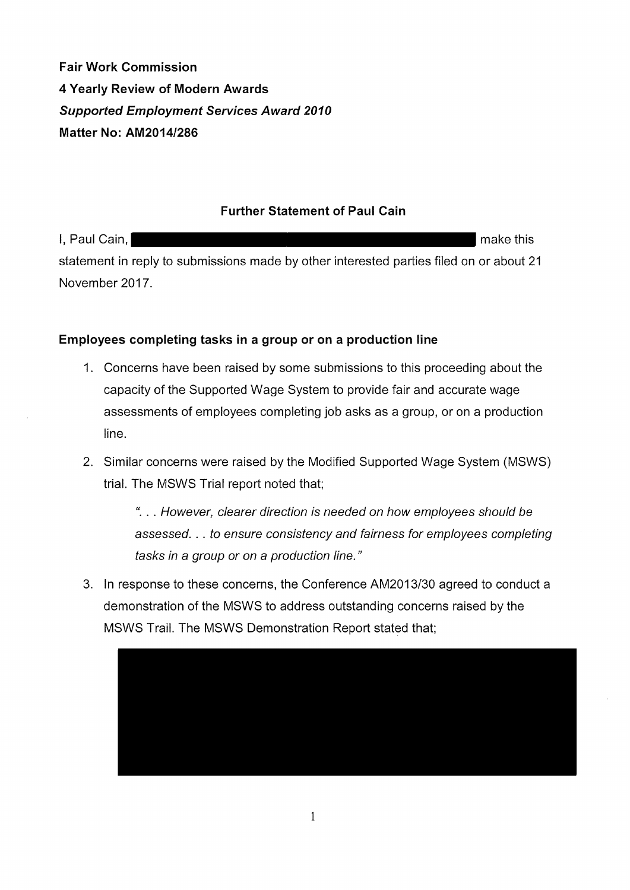**Fair Work Commission**
**4 Yearly Review of Modern Awards**
***Supported Employment Services Award 2010***
**Matter No: AM2014/286**

## Further Statement of Paul Cain

I, Paul Cain, make this statement in reply to submissions made by other interested parties filed on or about 21 November 2017.

### Employees completing tasks in a group or on a production line

1. Concerns have been raised by some submissions to this proceeding about the capacity of the Supported Wage System to provide fair and accurate wage assessments of employees completing job asks as a group, or on a production line.
2. Similar concerns were raised by the Modified Supported Wage System (MSWS) trial. The MSWS Trial report noted that;

   *". . . However, clearer direction is needed on how employees should be assessed. . . to ensure consistency and fairness for employees completing tasks in a group or on a production line."*

3. In response to these concerns, the Conference AM2013/30 agreed to conduct a demonstration of the MSWS to address outstanding concerns raised by the MSWS Trail. The MSWS Demonstration Report stated that;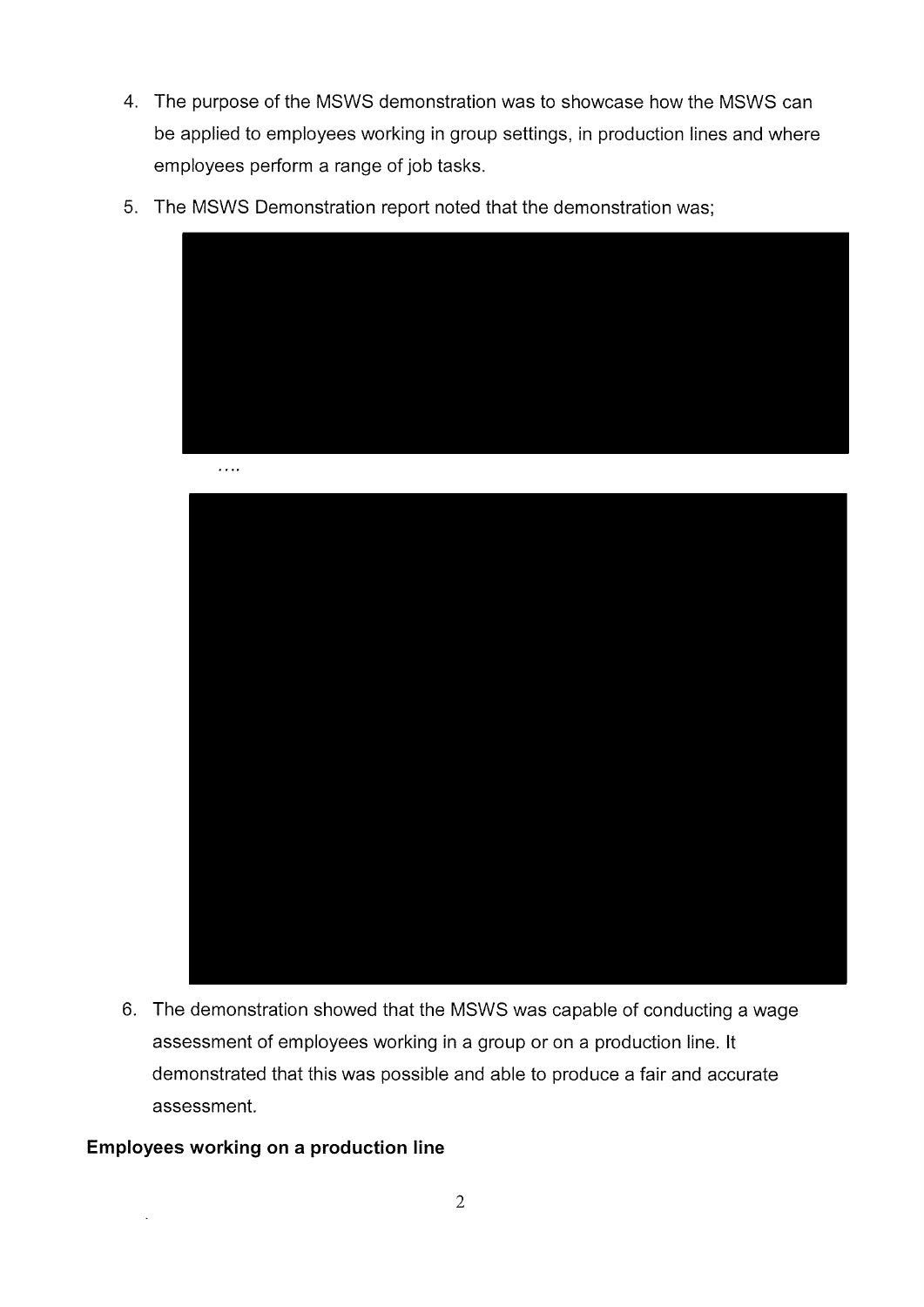4. The purpose of the MSWS demonstration was to showcase how the MSWS can be applied to employees working in group settings, in production lines and where employees perform a range of job tasks.

5. The MSWS Demonstration report noted that the demonstration was;

....

6. The demonstration showed that the MSWS was capable of conducting a wage assessment of employees working in a group or on a production line. It demonstrated that this was possible and able to produce a fair and accurate assessment.

**Employees working on a production line**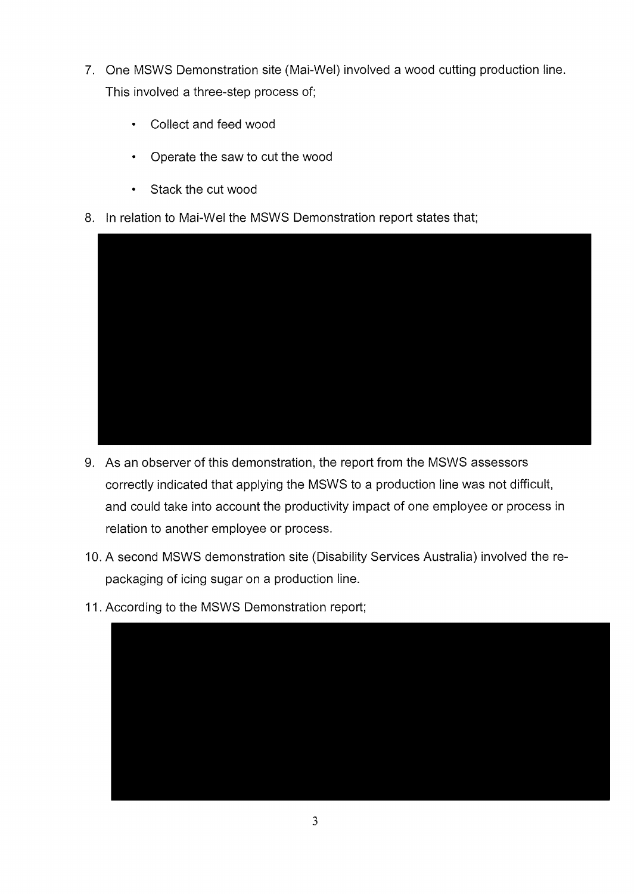7. One MSWS Demonstration site (Mai-Wel) involved a wood cutting production line. This involved a three-step process of;

    - Collect and feed wood
    - Operate the saw to cut the wood
    - Stack the cut wood

8. In relation to Mai-Wel the MSWS Demonstration report states that;

9. As an observer of this demonstration, the report from the MSWS assessors correctly indicated that applying the MSWS to a production line was not difficult, and could take into account the productivity impact of one employee or process in relation to another employee or process.

10. A second MSWS demonstration site (Disability Services Australia) involved the re-packaging of icing sugar on a production line.

11. According to the MSWS Demonstration report;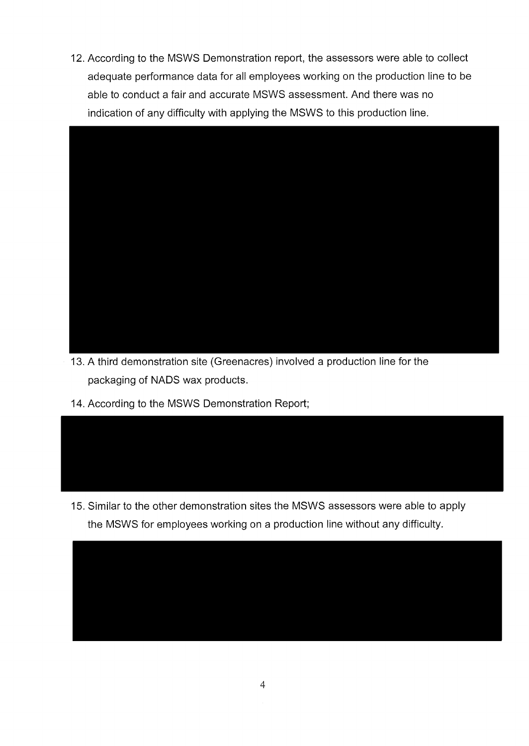12. According to the MSWS Demonstration report, the assessors were able to collect adequate performance data for all employees working on the production line to be able to conduct a fair and accurate MSWS assessment. And there was no indication of any difficulty with applying the MSWS to this production line.

13. A third demonstration site (Greenacres) involved a production line for the packaging of NADS wax products.

14. According to the MSWS Demonstration Report;

15. Similar to the other demonstration sites the MSWS assessors were able to apply the MSWS for employees working on a production line without any difficulty.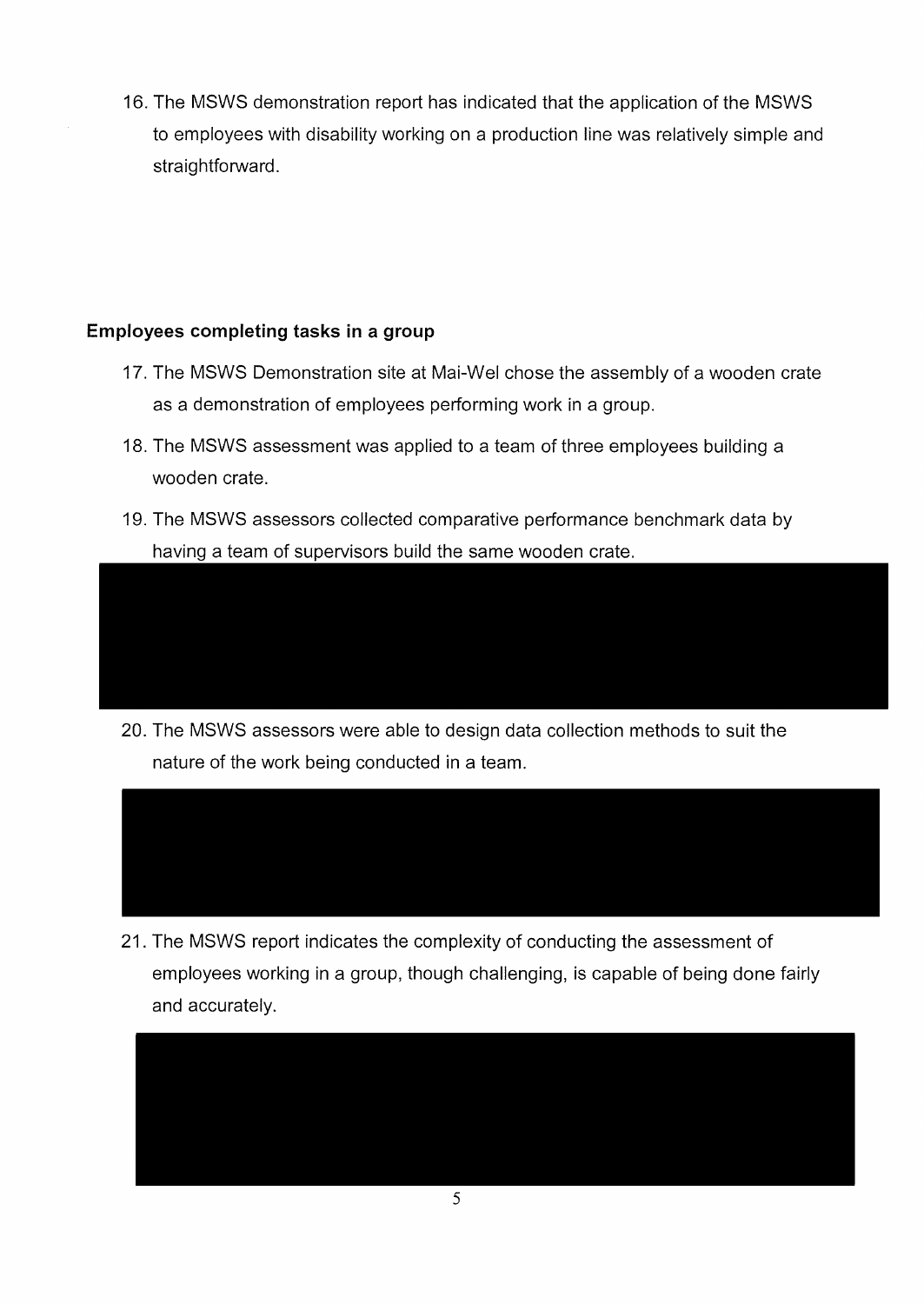16. The MSWS demonstration report has indicated that the application of the MSWS to employees with disability working on a production line was relatively simple and straightforward.

### Employees completing tasks in a group

17. The MSWS Demonstration site at Mai-Wel chose the assembly of a wooden crate as a demonstration of employees performing work in a group.
18. The MSWS assessment was applied to a team of three employees building a wooden crate.
19. The MSWS assessors collected comparative performance benchmark data by having a team of supervisors build the same wooden crate.
20. The MSWS assessors were able to design data collection methods to suit the nature of the work being conducted in a team.
21. The MSWS report indicates the complexity of conducting the assessment of employees working in a group, though challenging, is capable of being done fairly and accurately.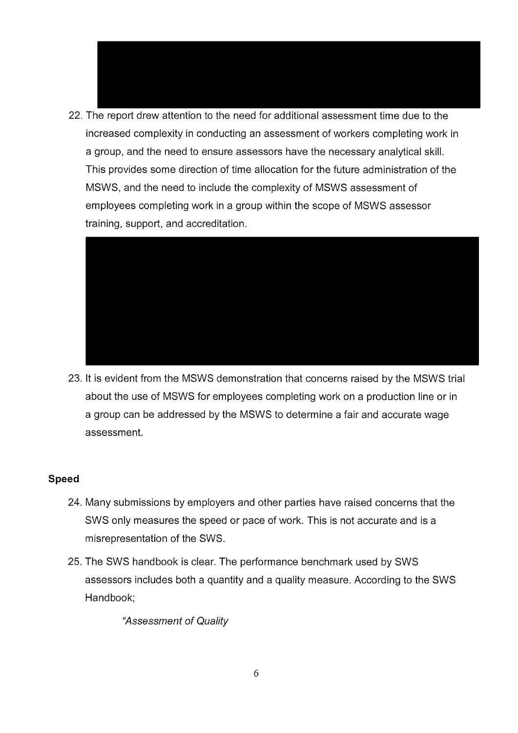22. The report drew attention to the need for additional assessment time due to the increased complexity in conducting an assessment of workers completing work in a group, and the need to ensure assessors have the necessary analytical skill. This provides some direction of time allocation for the future administration of the MSWS, and the need to include the complexity of MSWS assessment of employees completing work in a group within the scope of MSWS assessor training, support, and accreditation.

23. It is evident from the MSWS demonstration that concerns raised by the MSWS trial about the use of MSWS for employees completing work on a production line or in a group can be addressed by the MSWS to determine a fair and accurate wage assessment.

**Speed**

24. Many submissions by employers and other parties have raised concerns that the SWS only measures the speed or pace of work. This is not accurate and is a misrepresentation of the SWS.

25. The SWS handbook is clear. The performance benchmark used by SWS assessors includes both a quantity and a quality measure. According to the SWS Handbook;

    *"Assessment of Quality*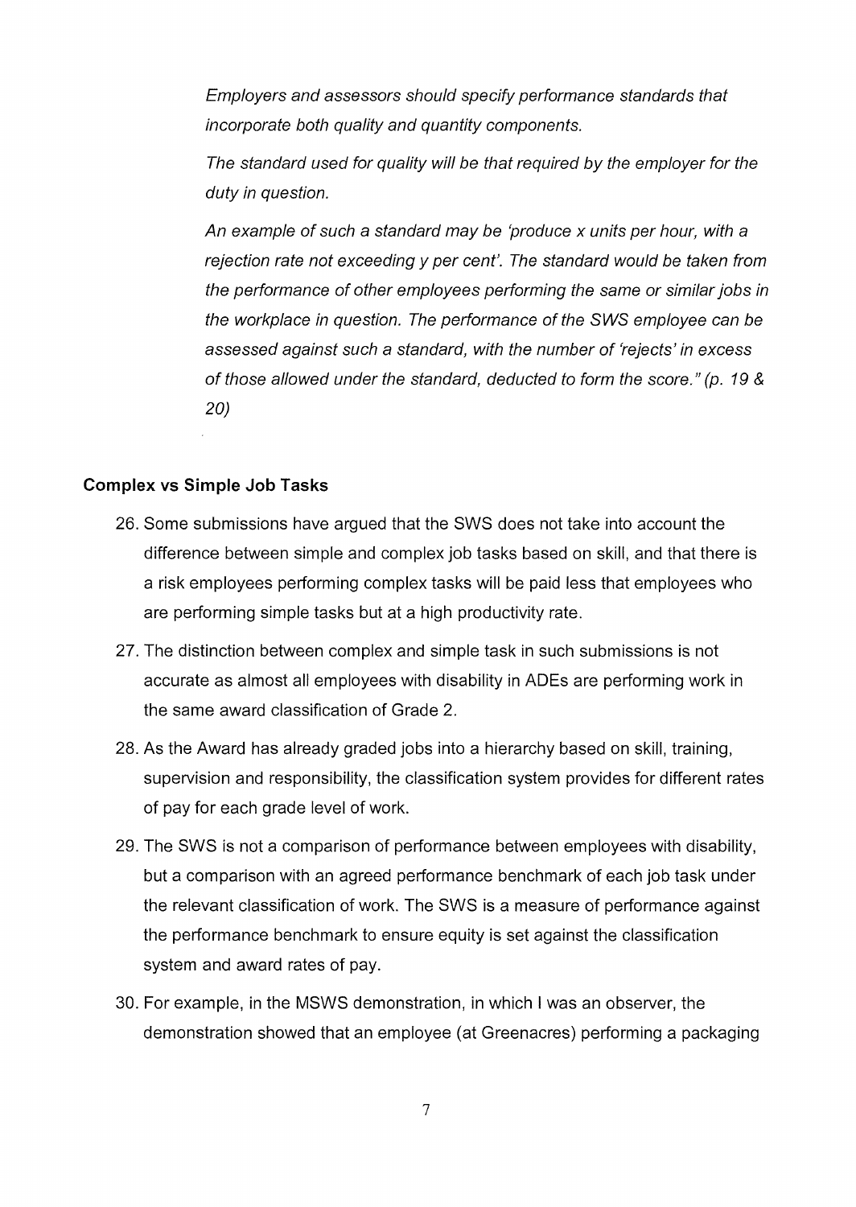*Employers and assessors should specify performance standards that incorporate both quality and quantity components.*

*The standard used for quality will be that required by the employer for the duty in question.*

*An example of such a standard may be 'produce x units per hour, with a rejection rate not exceeding y per cent'. The standard would be taken from the performance of other employees performing the same or similar jobs in the workplace in question. The performance of the SWS employee can be assessed against such a standard, with the number of 'rejects' in excess of those allowed under the standard, deducted to form the score." (p. 19 & 20)*

**Complex vs Simple Job Tasks**

26. Some submissions have argued that the SWS does not take into account the difference between simple and complex job tasks based on skill, and that there is a risk employees performing complex tasks will be paid less that employees who are performing simple tasks but at a high productivity rate.

27. The distinction between complex and simple task in such submissions is not accurate as almost all employees with disability in ADEs are performing work in the same award classification of Grade 2.

28. As the Award has already graded jobs into a hierarchy based on skill, training, supervision and responsibility, the classification system provides for different rates of pay for each grade level of work.

29. The SWS is not a comparison of performance between employees with disability, but a comparison with an agreed performance benchmark of each job task under the relevant classification of work. The SWS is a measure of performance against the performance benchmark to ensure equity is set against the classification system and award rates of pay.

30. For example, in the MSWS demonstration, in which I was an observer, the demonstration showed that an employee (at Greenacres) performing a packaging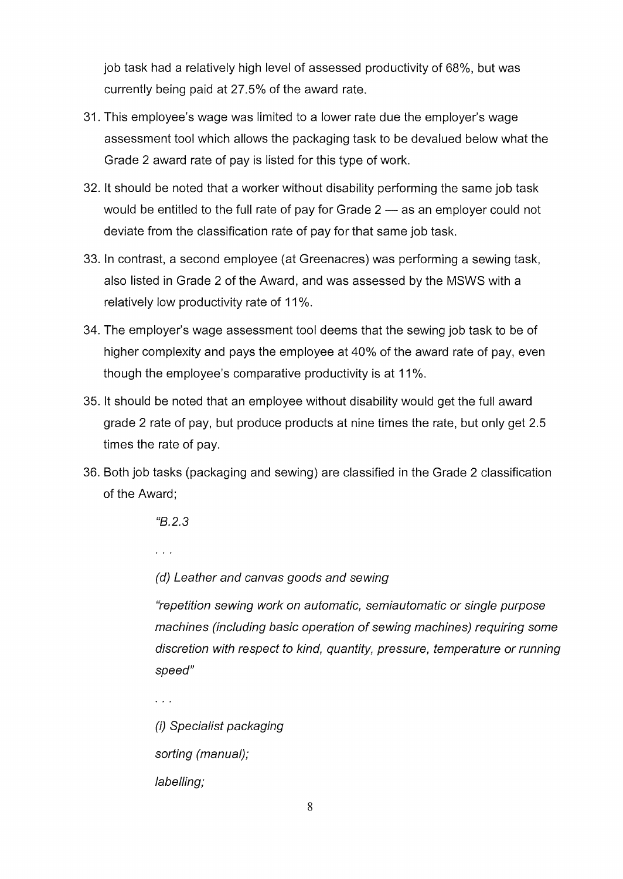job task had a relatively high level of assessed productivity of 68%, but was currently being paid at 27.5% of the award rate.

31. This employee's wage was limited to a lower rate due the employer's wage assessment tool which allows the packaging task to be devalued below what the Grade 2 award rate of pay is listed for this type of work.

32. It should be noted that a worker without disability performing the same job task would be entitled to the full rate of pay for Grade 2 — as an employer could not deviate from the classification rate of pay for that same job task.

33. In contrast, a second employee (at Greenacres) was performing a sewing task, also listed in Grade 2 of the Award, and was assessed by the MSWS with a relatively low productivity rate of 11%.

34. The employer's wage assessment tool deems that the sewing job task to be of higher complexity and pays the employee at 40% of the award rate of pay, even though the employee's comparative productivity is at 11%.

35. It should be noted that an employee without disability would get the full award grade 2 rate of pay, but produce products at nine times the rate, but only get 2.5 times the rate of pay.

36. Both job tasks (packaging and sewing) are classified in the Grade 2 classification of the Award;

> *"B.2.3*
>
> *. . .*
>
> *(d) Leather and canvas goods and sewing*
>
> *"repetition sewing work on automatic, semiautomatic or single purpose machines (including basic operation of sewing machines) requiring some discretion with respect to kind, quantity, pressure, temperature or running speed"*
>
> *. . .*
>
> *(i) Specialist packaging*
>
> *sorting (manual);*
>
> *labelling;*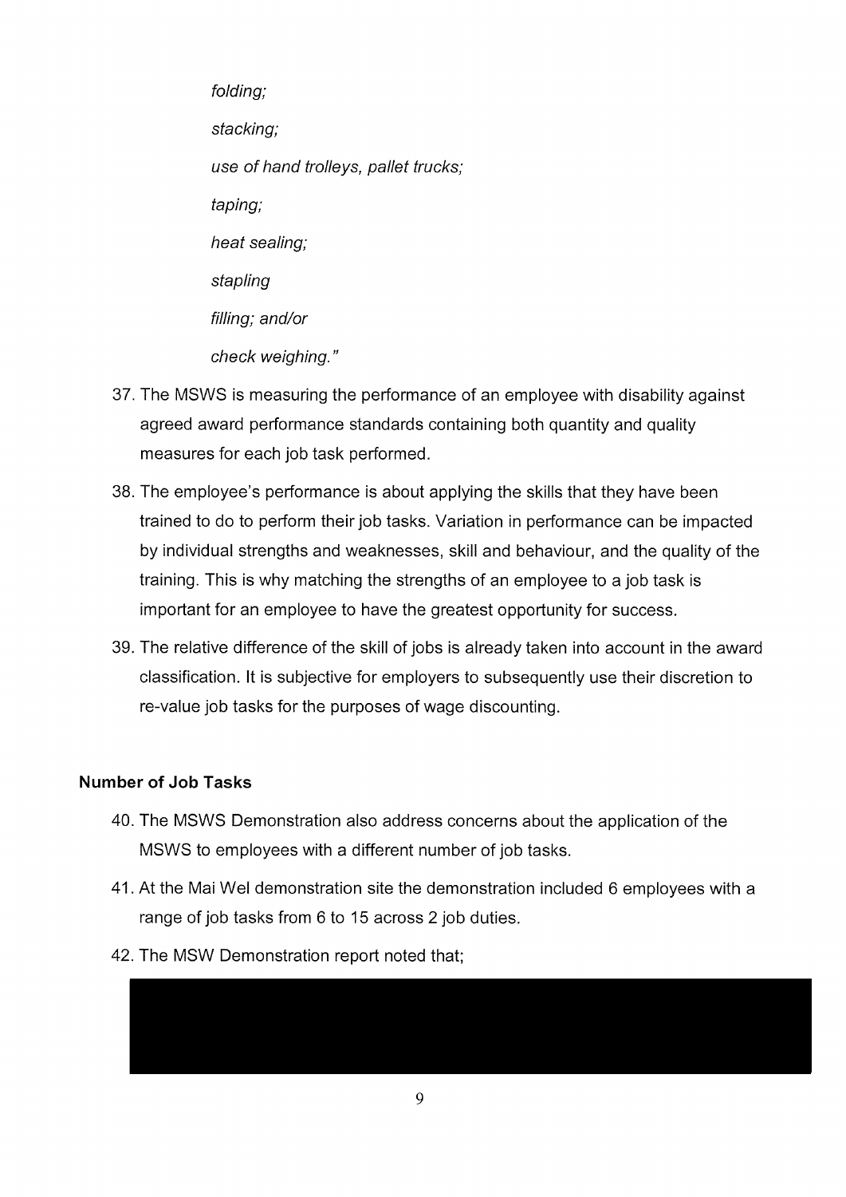*folding;*

*stacking;*

*use of hand trolleys, pallet trucks;*

*taping;*

*heat sealing;*

*stapling*

*filling; and/or*

*check weighing."*

37. The MSWS is measuring the performance of an employee with disability against agreed award performance standards containing both quantity and quality measures for each job task performed.

38. The employee's performance is about applying the skills that they have been trained to do to perform their job tasks. Variation in performance can be impacted by individual strengths and weaknesses, skill and behaviour, and the quality of the training. This is why matching the strengths of an employee to a job task is important for an employee to have the greatest opportunity for success.

39. The relative difference of the skill of jobs is already taken into account in the award classification. It is subjective for employers to subsequently use their discretion to re-value job tasks for the purposes of wage discounting.

**Number of Job Tasks**

40. The MSWS Demonstration also address concerns about the application of the MSWS to employees with a different number of job tasks.

41. At the Mai Wel demonstration site the demonstration included 6 employees with a range of job tasks from 6 to 15 across 2 job duties.

42. The MSW Demonstration report noted that;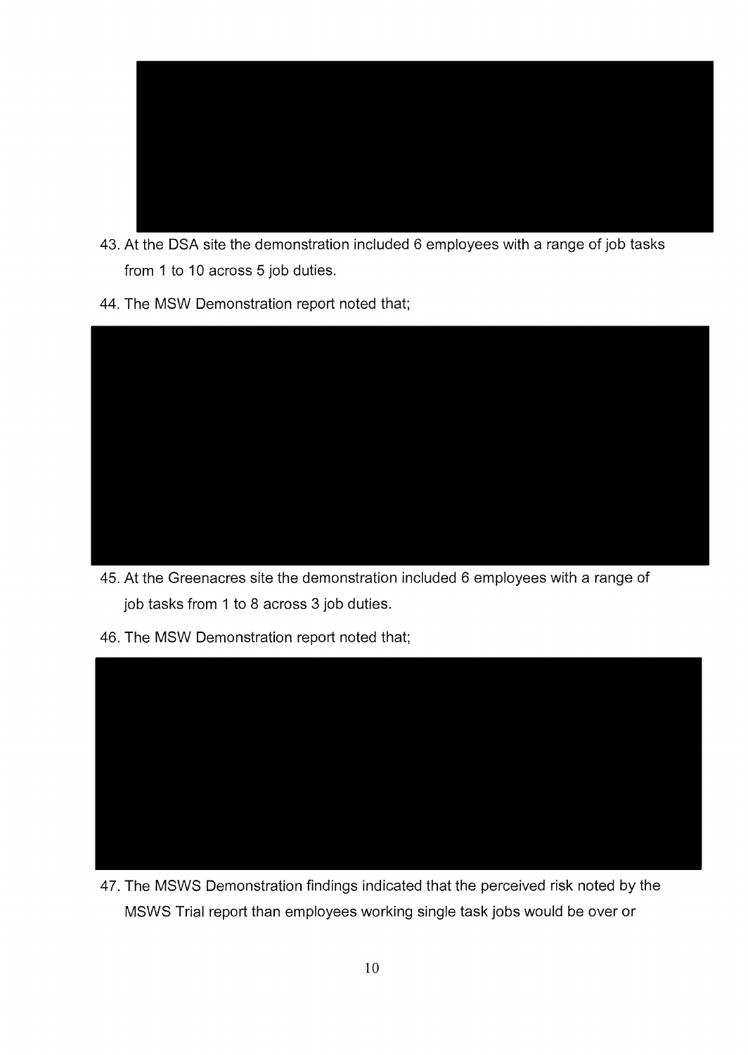43. At the DSA site the demonstration included 6 employees with a range of job tasks from 1 to 10 across 5 job duties.

44. The MSW Demonstration report noted that;

45. At the Greenacres site the demonstration included 6 employees with a range of job tasks from 1 to 8 across 3 job duties.

46. The MSW Demonstration report noted that;

47. The MSWS Demonstration findings indicated that the perceived risk noted by the MSWS Trial report than employees working single task jobs would be over or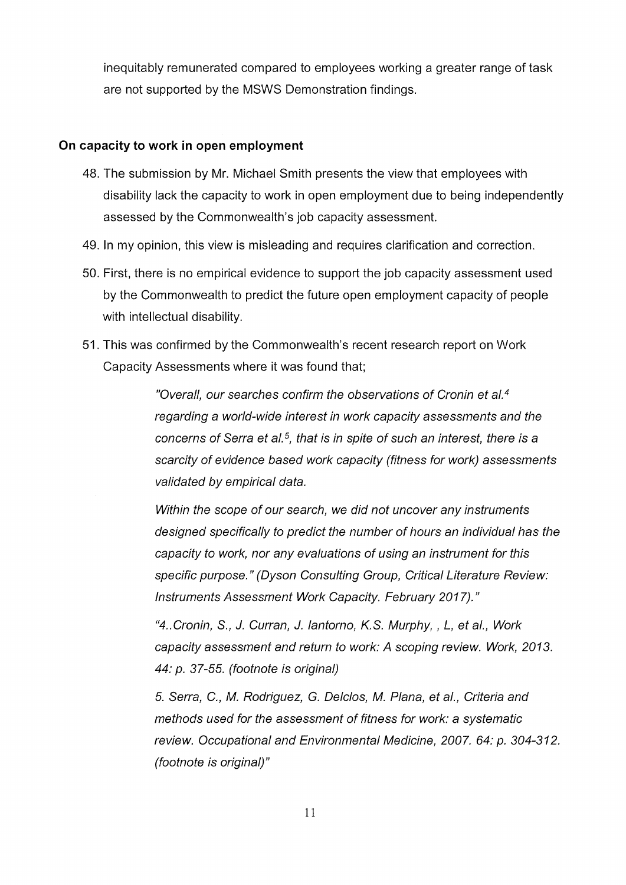inequitably remunerated compared to employees working a greater range of task are not supported by the MSWS Demonstration findings.

### On capacity to work in open employment

48. The submission by Mr. Michael Smith presents the view that employees with disability lack the capacity to work in open employment due to being independently assessed by the Commonwealth's job capacity assessment.
49. In my opinion, this view is misleading and requires clarification and correction.
50. First, there is no empirical evidence to support the job capacity assessment used by the Commonwealth to predict the future open employment capacity of people with intellectual disability.
51. This was confirmed by the Commonwealth's recent research report on Work Capacity Assessments where it was found that;

> *"Overall, our searches confirm the observations of Cronin et al.[4] regarding a world-wide interest in work capacity assessments and the concerns of Serra et al.[5], that is in spite of such an interest, there is a scarcity of evidence based work capacity (fitness for work) assessments validated by empirical data.*
>
> *Within the scope of our search, we did not uncover any instruments designed specifically to predict the number of hours an individual has the capacity to work, nor any evaluations of using an instrument for this specific purpose." (Dyson Consulting Group, Critical Literature Review: Instruments Assessment Work Capacity. February 2017)."*
>
> *"4..Cronin, S., J. Curran, J. Iantorno, K.S. Murphy, , L, et al., Work capacity assessment and return to work: A scoping review. Work, 2013. 44: p. 37-55. (footnote is original)*
>
> *5. Serra, C., M. Rodriguez, G. Delclos, M. Plana, et al., Criteria and methods used for the assessment of fitness for work: a systematic review. Occupational and Environmental Medicine, 2007. 64: p. 304-312. (footnote is original)"*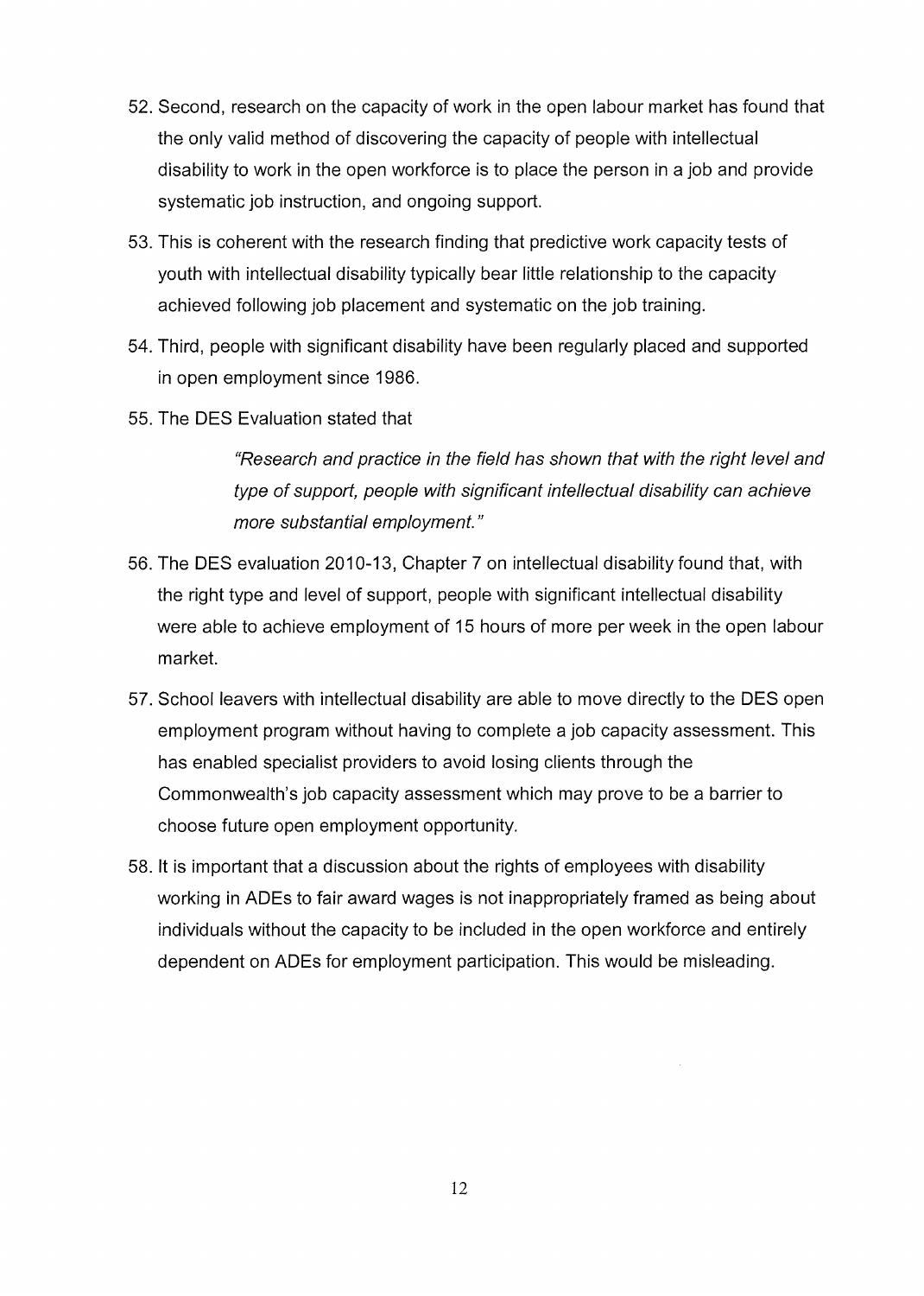52. Second, research on the capacity of work in the open labour market has found that the only valid method of discovering the capacity of people with intellectual disability to work in the open workforce is to place the person in a job and provide systematic job instruction, and ongoing support.

53. This is coherent with the research finding that predictive work capacity tests of youth with intellectual disability typically bear little relationship to the capacity achieved following job placement and systematic on the job training.

54. Third, people with significant disability have been regularly placed and supported in open employment since 1986.

55. The DES Evaluation stated that

    > *"Research and practice in the field has shown that with the right level and type of support, people with significant intellectual disability can achieve more substantial employment."*

56. The DES evaluation 2010-13, Chapter 7 on intellectual disability found that, with the right type and level of support, people with significant intellectual disability were able to achieve employment of 15 hours of more per week in the open labour market.

57. School leavers with intellectual disability are able to move directly to the DES open employment program without having to complete a job capacity assessment. This has enabled specialist providers to avoid losing clients through the Commonwealth's job capacity assessment which may prove to be a barrier to choose future open employment opportunity.

58. It is important that a discussion about the rights of employees with disability working in ADEs to fair award wages is not inappropriately framed as being about individuals without the capacity to be included in the open workforce and entirely dependent on ADEs for employment participation. This would be misleading.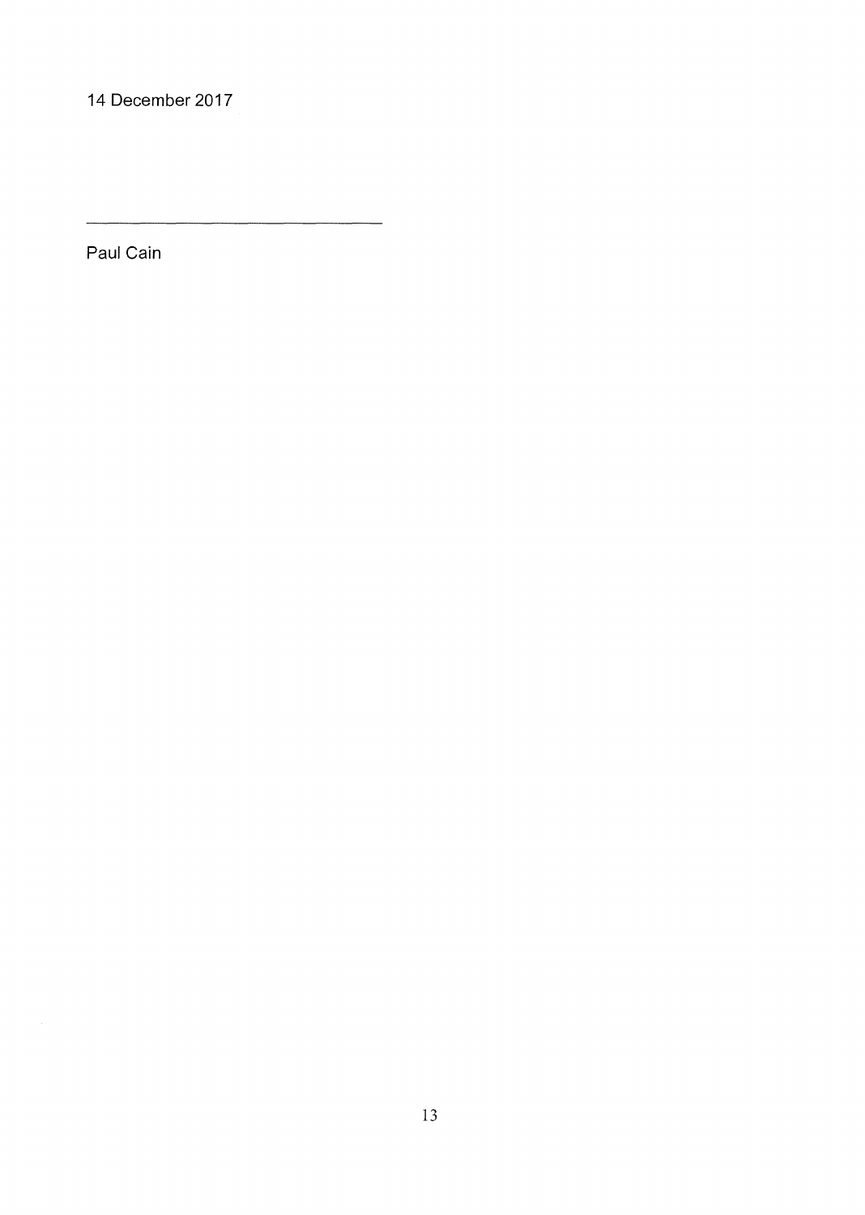14 December 2017

\_\_\_\_\_\_\_\_\_\_\_\_\_\_\_\_\_\_\_\_\_\_\_\_\_\_\_\_\_\_\_\_

Paul Cain